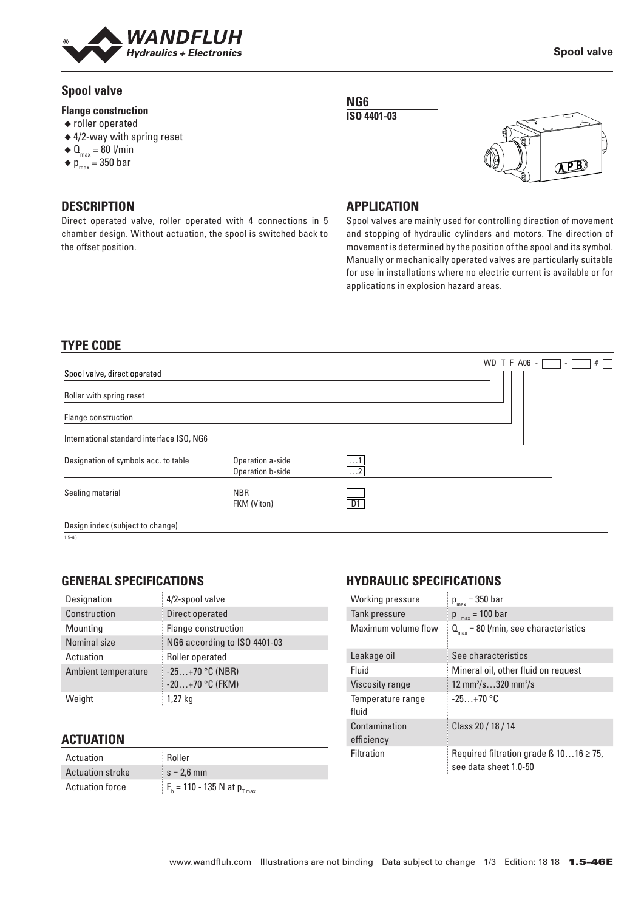# Spool valve

**Flange construction**

- roller operated
- 4/2-way with spring reset
- $Q_{max}$ = 80 l/min
- $p_{max}$ = 350 bar

**NG6**
**ISO 4401-03**

## DESCRIPTION

Direct operated valve, roller operated with 4 connections in 5 chamber design. Without actuation, the spool is switched back to the offset position.

## APPLICATION

Spool valves are mainly used for controlling direction of movement and stopping of hydraulic cylinders and motors. The direction of movement is determined by the position of the spool and its symbol. Manually or mechanically operated valves are particularly suitable for use in installations where no electric current is available or for applications in explosion hazard areas.

## TYPE CODE

WD T F A06 - [ ] - [ ] # [ ]

| | | |
|---|---|---|
| Spool valve, direct operated | | WD |
| Roller with spring reset | | T |
| Flange construction | | F |
| International standard interface ISO, NG6 | | A06 |
| Designation of symbols acc. to table | Operation a-side | …1 |
| | Operation b-side | …2 |
| Sealing material | NBR | |
| | FKM (Viton) | D1 |
| Design index (subject to change) | | # |

1.5-46

## GENERAL SPECIFICATIONS

| | |
|---|---|
| Designation | 4/2-spool valve |
| Construction | Direct operated |
| Mounting | Flange construction |
| Nominal size | NG6 according to ISO 4401-03 |
| Actuation | Roller operated |
| Ambient temperature | -25…+70 °C (NBR)<br>-20…+70 °C (FKM) |
| Weight | 1,27 kg |

## ACTUATION

| | |
|---|---|
| Actuation | Roller |
| Actuation stroke | s = 2,6 mm |
| Actuation force | $F_b$ = 110 - 135 N at $p_{T\,max}$ |

## HYDRAULIC SPECIFICATIONS

| | |
|---|---|
| Working pressure | $p_{max}$ = 350 bar |
| Tank pressure | $p_{T\,max}$ = 100 bar |
| Maximum volume flow | $Q_{max}$ = 80 l/min, see characteristics |
| Leakage oil | See characteristics |
| Fluid | Mineral oil, other fluid on request |
| Viscosity range | 12 mm²/s…320 mm²/s |
| Temperature range fluid | -25…+70 °C |
| Contamination efficiency | Class 20 / 18 / 14 |
| Filtration | Required filtration grade ß 10…16 ≥ 75, see data sheet 1.0-50 |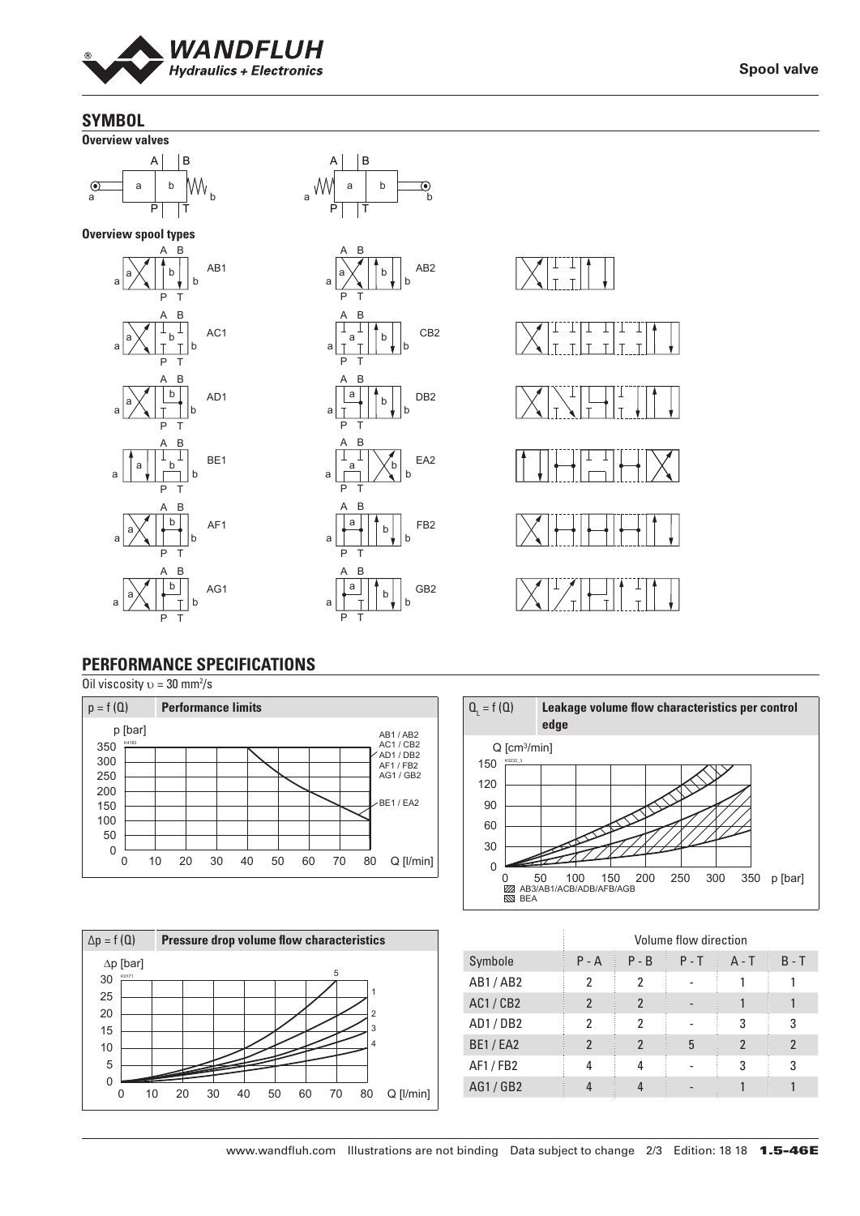## SYMBOL

**Overview valves**

A B
a b
a b
P T

A B
a b
a b
P T

**Overview spool types**

AB1
AC1
AD1
BE1
AF1
AG1

AB2
CB2
DB2
EA2
FB2
GB2

## PERFORMANCE SPECIFICATIONS

Oil viscosity $\upsilon$ = 30 mm²/s

**p = f (Q)** **Performance limits**

p [bar]
350
300
250
200
150
100
50
0
0 10 20 30 40 50 60 70 80 Q [l/min]

AB1 / AB2
AC1 / CB2
AD1 / DB2
AF1 / FB2
AG1 / GB2

BE1 / EA2

**$Q_L$ = f (Q)** **Leakage volume flow characteristics per control edge**

Q [cm³/min]
150
120
90
60
30
0
0 50 100 150 200 250 300 350 p [bar]

AB3/AB1/ACB/ADB/AFB/AGB
BEA

**Δp = f (Q)** **Pressure drop volume flow characteristics**

Δp [bar]
30
25
20
15
10
5
0
0 10 20 30 40 50 60 70 80 Q [l/min]

5
1
2
3
4

| | Volume flow direction | | | | |
|---|---|---|---|---|---|
| Symbole | P - A | P - B | P - T | A - T | B - T |
| AB1 / AB2 | 2 | 2 | - | 1 | 1 |
| AC1 / CB2 | 2 | 2 | - | 1 | 1 |
| AD1 / DB2 | 2 | 2 | - | 3 | 3 |
| BE1 / EA2 | 2 | 2 | 5 | 2 | 2 |
| AF1 / FB2 | 4 | 4 | - | 3 | 3 |
| AG1 / GB2 | 4 | 4 | - | 1 | 1 |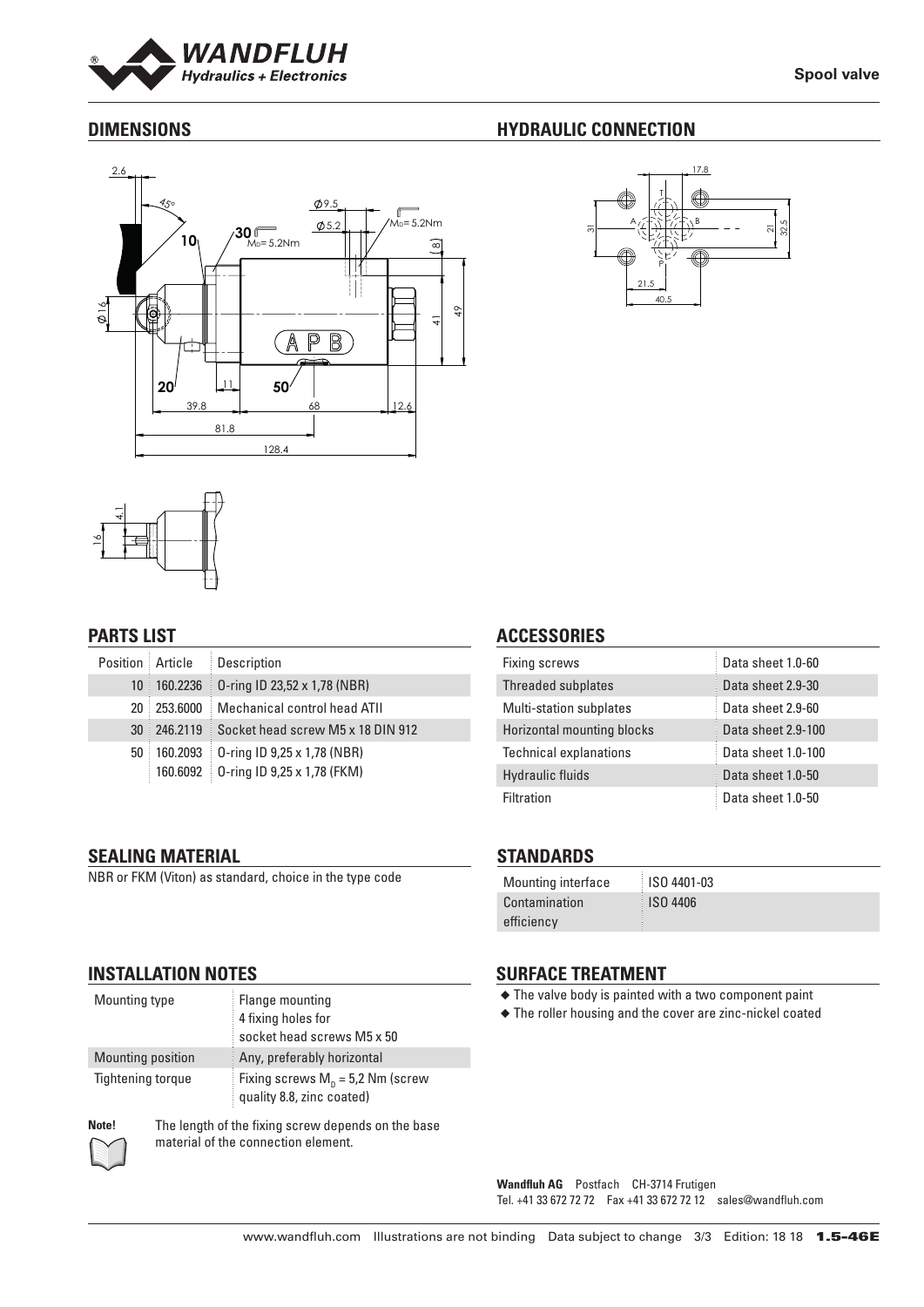## DIMENSIONS

2.6
45°
10
30
$M_D$= 5.2Nm
Ø9.5
Ø5.2
$M_D$= 5.2Nm
(8)
Ø16
41
49
A P B
20
11
50
39.8
68
12.6
81.8
128.4

4.1
16

## HYDRAULIC CONNECTION

17.8
T
A
B
P
31
21
32.5
21.5
40.5

## PARTS LIST

| Position | Article | Description |
|---|---|---|
| 10 | 160.2236 | O-ring ID 23,52 x 1,78 (NBR) |
| 20 | 253.6000 | Mechanical control head ATII |
| 30 | 246.2119 | Socket head screw M5 x 18 DIN 912 |
| 50 | 160.2093 | O-ring ID 9,25 x 1,78 (NBR) |
| | 160.6092 | O-ring ID 9,25 x 1,78 (FKM) |

## ACCESSORIES

| | |
|---|---|
| Fixing screws | Data sheet 1.0-60 |
| Threaded subplates | Data sheet 2.9-30 |
| Multi-station subplates | Data sheet 2.9-60 |
| Horizontal mounting blocks | Data sheet 2.9-100 |
| Technical explanations | Data sheet 1.0-100 |
| Hydraulic fluids | Data sheet 1.0-50 |
| Filtration | Data sheet 1.0-50 |

## SEALING MATERIAL

NBR or FKM (Viton) as standard, choice in the type code

## STANDARDS

| | |
|---|---|
| Mounting interface | ISO 4401-03 |
| Contamination efficiency | ISO 4406 |

## INSTALLATION NOTES

| | |
|---|---|
| Mounting type | Flange mounting<br>4 fixing holes for<br>socket head screws M5 x 50 |
| Mounting position | Any, preferably horizontal |
| Tightening torque | Fixing screws $M_D$ = 5,2 Nm (screw quality 8.8, zinc coated) |

**Note!** The length of the fixing screw depends on the base material of the connection element.

## SURFACE TREATMENT

- The valve body is painted with a two component paint
- The roller housing and the cover are zinc-nickel coated

**Wandfluh AG** Postfach CH-3714 Frutigen
Tel. +41 33 672 72 72 Fax +41 33 672 72 12 sales@wandfluh.com

www.wandfluh.com Illustrations are not binding Data subject to change Edition: 18 18 **1.5-46E**